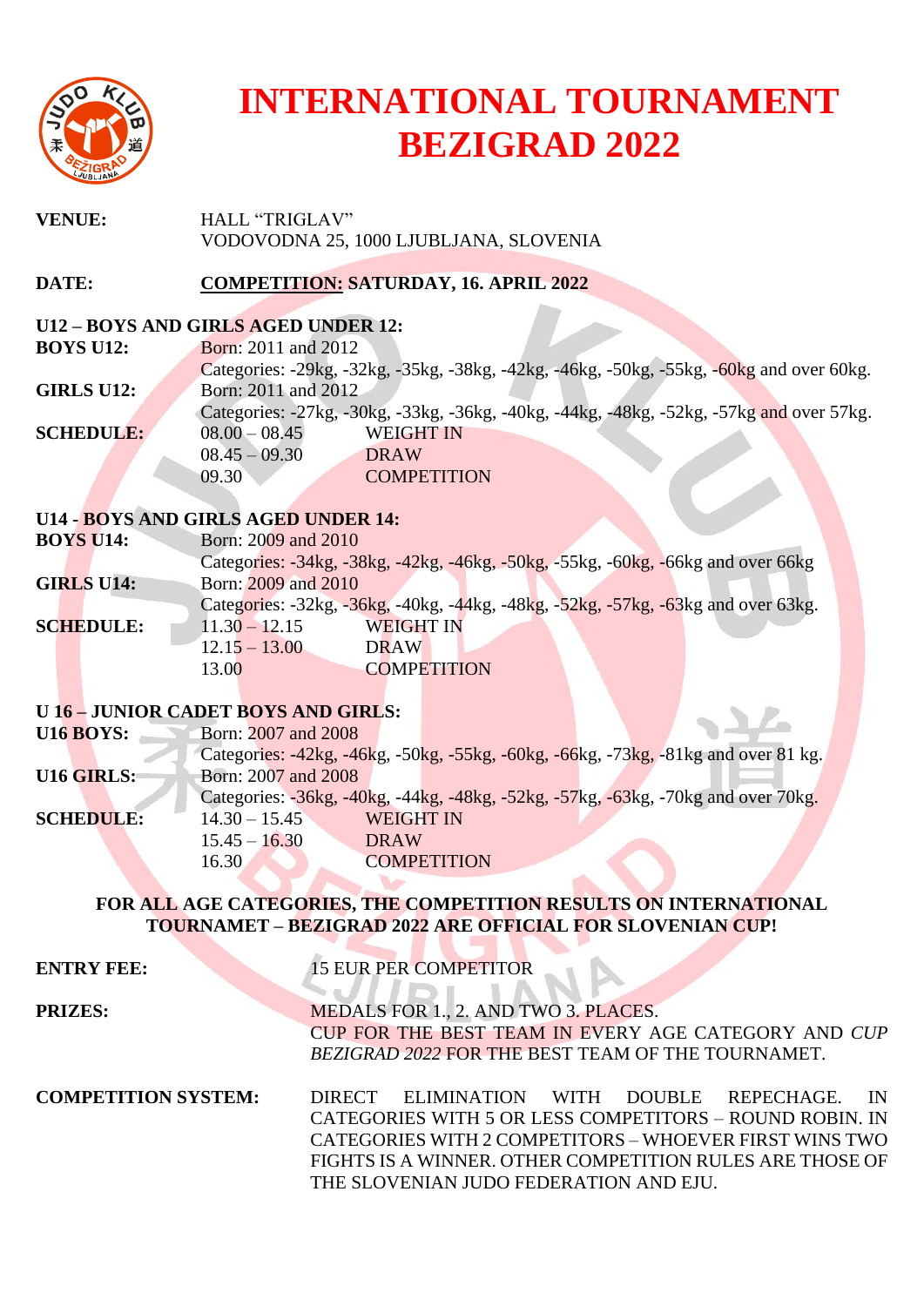# INTERNATIONAL TOURNAMENT BEZIGRAD 2022

**VENUE:** HALL "TRIGLAV"
VODOVODNA 25, 1000 LJUBLJANA, SLOVENIA

**DATE:** **COMPETITION: SATURDAY, 16. APRIL 2022**

**U12 – BOYS AND GIRLS AGED UNDER 12:**

**BOYS U12:** Born: 2011 and 2012
Categories: -29kg, -32kg, -35kg, -38kg, -42kg, -46kg, -50kg, -55kg, -60kg and over 60kg.

**GIRLS U12:** Born: 2011 and 2012
Categories: -27kg, -30kg, -33kg, -36kg, -40kg, -44kg, -48kg, -52kg, -57kg and over 57kg.

**SCHEDULE:**
08.00 – 08.45 WEIGHT IN
08.45 – 09.30 DRAW
09.30 COMPETITION

**U14 - BOYS AND GIRLS AGED UNDER 14:**

**BOYS U14:** Born: 2009 and 2010
Categories: -34kg, -38kg, -42kg, -46kg, -50kg, -55kg, -60kg, -66kg and over 66kg

**GIRLS U14:** Born: 2009 and 2010
Categories: -32kg, -36kg, -40kg, -44kg, -48kg, -52kg, -57kg, -63kg and over 63kg.

**SCHEDULE:**
11.30 – 12.15 WEIGHT IN
12.15 – 13.00 DRAW
13.00 COMPETITION

**U 16 – JUNIOR CADET BOYS AND GIRLS:**

**U16 BOYS:** Born: 2007 and 2008
Categories: -42kg, -46kg, -50kg, -55kg, -60kg, -66kg, -73kg, -81kg and over 81 kg.

**U16 GIRLS:** Born: 2007 and 2008
Categories: -36kg, -40kg, -44kg, -48kg, -52kg, -57kg, -63kg, -70kg and over 70kg.

**SCHEDULE:**
14.30 – 15.45 WEIGHT IN
15.45 – 16.30 DRAW
16.30 COMPETITION

**FOR ALL AGE CATEGORIES, THE COMPETITION RESULTS ON INTERNATIONAL TOURNAMET – BEZIGRAD 2022 ARE OFFICIAL FOR SLOVENIAN CUP!**

**ENTRY FEE:** 15 EUR PER COMPETITOR

**PRIZES:** MEDALS FOR 1., 2. AND TWO 3. PLACES.
CUP FOR THE BEST TEAM IN EVERY AGE CATEGORY AND *CUP BEZIGRAD 2022* FOR THE BEST TEAM OF THE TOURNAMET.

**COMPETITION SYSTEM:** DIRECT ELIMINATION WITH DOUBLE REPECHAGE. IN CATEGORIES WITH 5 OR LESS COMPETITORS – ROUND ROBIN. IN CATEGORIES WITH 2 COMPETITORS – WHOEVER FIRST WINS TWO FIGHTS IS A WINNER. OTHER COMPETITION RULES ARE THOSE OF THE SLOVENIAN JUDO FEDERATION AND EJU.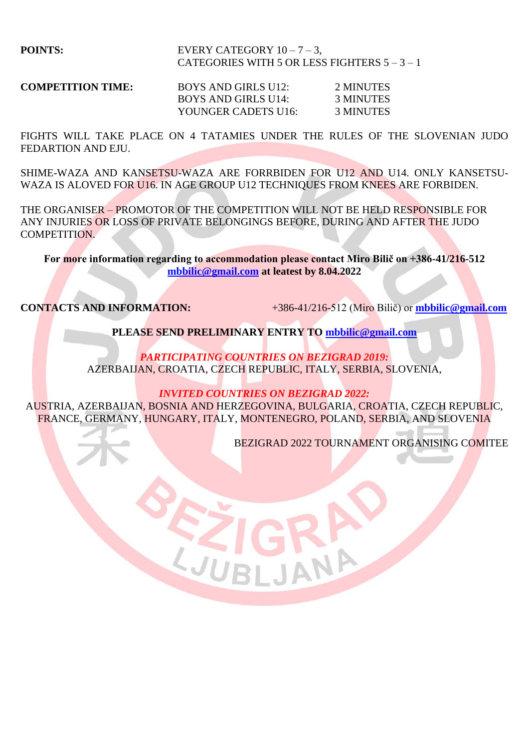**POINTS:** EVERY CATEGORY 10 – 7 – 3,
CATEGORIES WITH 5 OR LESS FIGHTERS 5 – 3 – 1

| | | |
|---|---|---|
| **COMPETITION TIME:** | BOYS AND GIRLS U12: | 2 MINUTES |
| | BOYS AND GIRLS U14: | 3 MINUTES |
| | YOUNGER CADETS U16: | 3 MINUTES |

FIGHTS WILL TAKE PLACE ON 4 TATAMIES UNDER THE RULES OF THE SLOVENIAN JUDO FEDARTION AND EJU.

SHIME-WAZA AND KANSETSU-WAZA ARE FORRBIDEN FOR U12 AND U14. ONLY KANSETSU-WAZA IS ALOVED FOR U16. IN AGE GROUP U12 TECHNIQUES FROM KNEES ARE FORBIDEN.

THE ORGANISER – PROMOTOR OF THE COMPETITION WILL NOT BE HELD RESPONSIBLE FOR ANY INJURIES OR LOSS OF PRIVATE BELONGINGS BEFORE, DURING AND AFTER THE JUDO COMPETITION.

**For more information regarding to accommodation please contact Miro Bilič on +386-41/216-512 mbbilic@gmail.com at leatest by 8.04.2022**

**CONTACTS AND INFORMATION:** +386-41/216-512 (Miro Bilič) or **mbbilic@gmail.com**

**PLEASE SEND PRELIMINARY ENTRY TO mbbilic@gmail.com**

***PARTICIPATING COUNTRIES ON BEZIGRAD 2019:***
AZERBAIJAN, CROATIA, CZECH REPUBLIC, ITALY, SERBIA, SLOVENIA,

***INVITED COUNTRIES ON BEZIGRAD 2022:***
AUSTRIA, AZERBAIJAN, BOSNIA AND HERZEGOVINA, BULGARIA, CROATIA, CZECH REPUBLIC, FRANCE, GERMANY, HUNGARY, ITALY, MONTENEGRO, POLAND, SERBIA, AND SLOVENIA

BEZIGRAD 2022 TOURNAMENT ORGANISING COMITEE